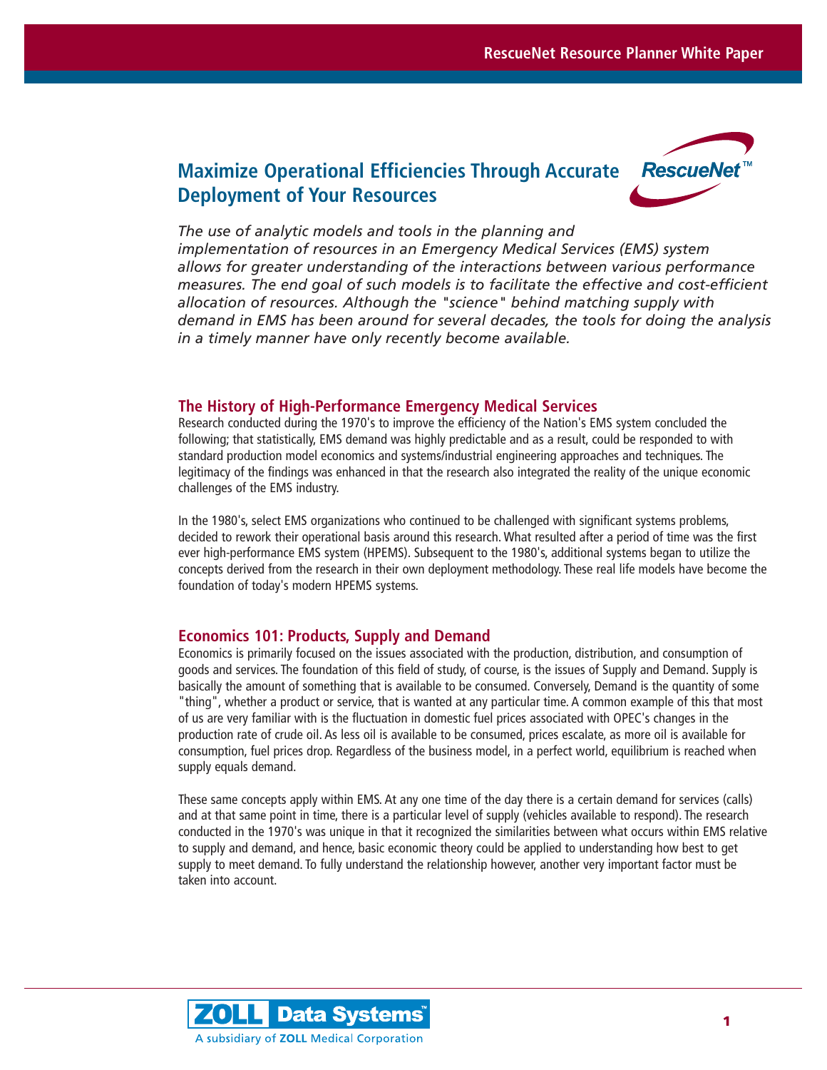# Maximize Operational Efficiencies Through Accurate Deployment of Your Resources

*The use of analytic models and tools in the planning and implementation of resources in an Emergency Medical Services (EMS) system allows for greater understanding of the interactions between various performance measures. The end goal of such models is to facilitate the effective and cost-efficient allocation of resources. Although the "science" behind matching supply with demand in EMS has been around for several decades, the tools for doing the analysis in a timely manner have only recently become available.*

## The History of High-Performance Emergency Medical Services

Research conducted during the 1970's to improve the efficiency of the Nation's EMS system concluded the following; that statistically, EMS demand was highly predictable and as a result, could be responded to with standard production model economics and systems/industrial engineering approaches and techniques. The legitimacy of the findings was enhanced in that the research also integrated the reality of the unique economic challenges of the EMS industry.

In the 1980's, select EMS organizations who continued to be challenged with significant systems problems, decided to rework their operational basis around this research. What resulted after a period of time was the first ever high-performance EMS system (HPEMS). Subsequent to the 1980's, additional systems began to utilize the concepts derived from the research in their own deployment methodology. These real life models have become the foundation of today's modern HPEMS systems.

## Economics 101: Products, Supply and Demand

Economics is primarily focused on the issues associated with the production, distribution, and consumption of goods and services. The foundation of this field of study, of course, is the issues of Supply and Demand. Supply is basically the amount of something that is available to be consumed. Conversely, Demand is the quantity of some "thing", whether a product or service, that is wanted at any particular time. A common example of this that most of us are very familiar with is the fluctuation in domestic fuel prices associated with OPEC's changes in the production rate of crude oil. As less oil is available to be consumed, prices escalate, as more oil is available for consumption, fuel prices drop. Regardless of the business model, in a perfect world, equilibrium is reached when supply equals demand.

These same concepts apply within EMS. At any one time of the day there is a certain demand for services (calls) and at that same point in time, there is a particular level of supply (vehicles available to respond). The research conducted in the 1970's was unique in that it recognized the similarities between what occurs within EMS relative to supply and demand, and hence, basic economic theory could be applied to understanding how best to get supply to meet demand. To fully understand the relationship however, another very important factor must be taken into account.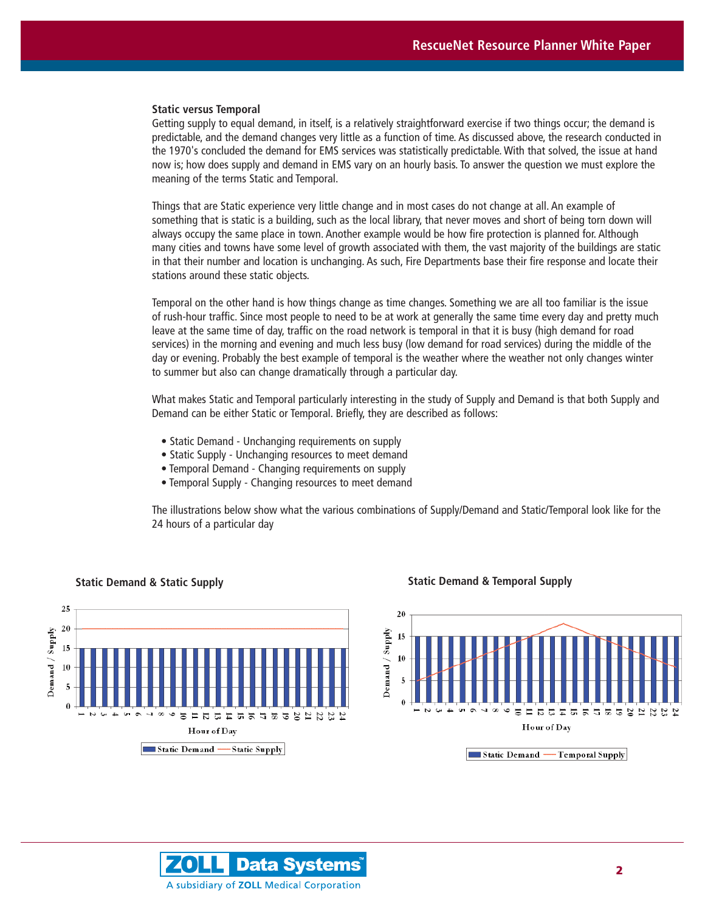### Static versus Temporal

Getting supply to equal demand, in itself, is a relatively straightforward exercise if two things occur; the demand is predictable, and the demand changes very little as a function of time. As discussed above, the research conducted in the 1970's concluded the demand for EMS services was statistically predictable. With that solved, the issue at hand now is; how does supply and demand in EMS vary on an hourly basis. To answer the question we must explore the meaning of the terms Static and Temporal.

Things that are Static experience very little change and in most cases do not change at all. An example of something that is static is a building, such as the local library, that never moves and short of being torn down will always occupy the same place in town. Another example would be how fire protection is planned for. Although many cities and towns have some level of growth associated with them, the vast majority of the buildings are static in that their number and location is unchanging. As such, Fire Departments base their fire response and locate their stations around these static objects.

Temporal on the other hand is how things change as time changes. Something we are all too familiar is the issue of rush-hour traffic. Since most people to need to be at work at generally the same time every day and pretty much leave at the same time of day, traffic on the road network is temporal in that it is busy (high demand for road services) in the morning and evening and much less busy (low demand for road services) during the middle of the day or evening. Probably the best example of temporal is the weather where the weather not only changes winter to summer but also can change dramatically through a particular day.

What makes Static and Temporal particularly interesting in the study of Supply and Demand is that both Supply and Demand can be either Static or Temporal. Briefly, they are described as follows:

- Static Demand - Unchanging requirements on supply
- Static Supply - Unchanging resources to meet demand
- Temporal Demand - Changing requirements on supply
- Temporal Supply - Changing resources to meet demand

The illustrations below show what the various combinations of Supply/Demand and Static/Temporal look like for the 24 hours of a particular day

**Static Demand & Static Supply**

**Static Demand & Temporal Supply**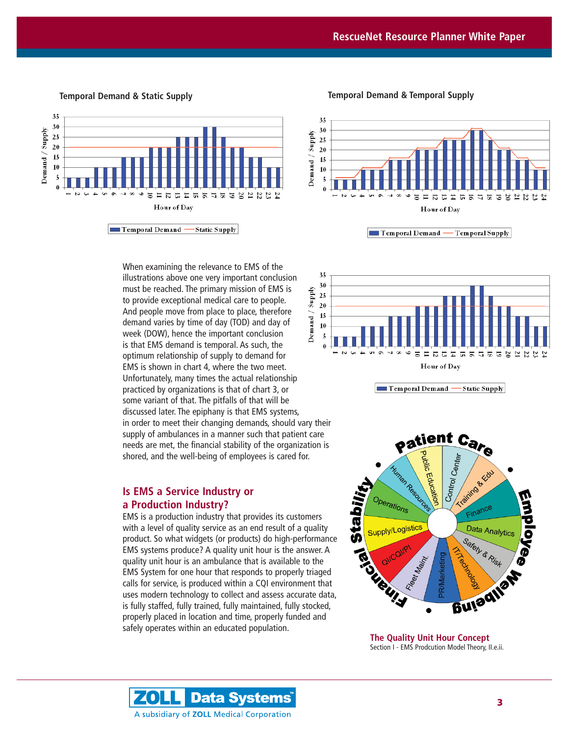**Temporal Demand & Static Supply**

**Temporal Demand & Temporal Supply**

When examining the relevance to EMS of the illustrations above one very important conclusion must be reached. The primary mission of EMS is to provide exceptional medical care to people. And people move from place to place, therefore demand varies by time of day (TOD) and day of week (DOW), hence the important conclusion is that EMS demand is temporal. As such, the optimum relationship of supply to demand for EMS is shown in chart 4, where the two meet. Unfortunately, many times the actual relationship practiced by organizations is that of chart 3, or some variant of that. The pitfalls of that will be discussed later. The epiphany is that EMS systems, in order to meet their changing demands, should vary their supply of ambulances in a manner such that patient care needs are met, the financial stability of the organization is shored, and the well-being of employees is cared for.

## Is EMS a Service Industry or a Production Industry?

EMS is a production industry that provides its customers with a level of quality service as an end result of a quality product. So what widgets (or products) do high-performance EMS systems produce? A quality unit hour is the answer. A quality unit hour is an ambulance that is available to the EMS System for one hour that responds to properly triaged calls for service, is produced within a CQI environment that uses modern technology to collect and assess accurate data, is fully staffed, fully trained, fully maintained, fully stocked, properly placed in location and time, properly funded and safely operates within an educated population.

**The Quality Unit Hour Concept**
Section I - EMS Prodcution Model Theory, II.e.ii.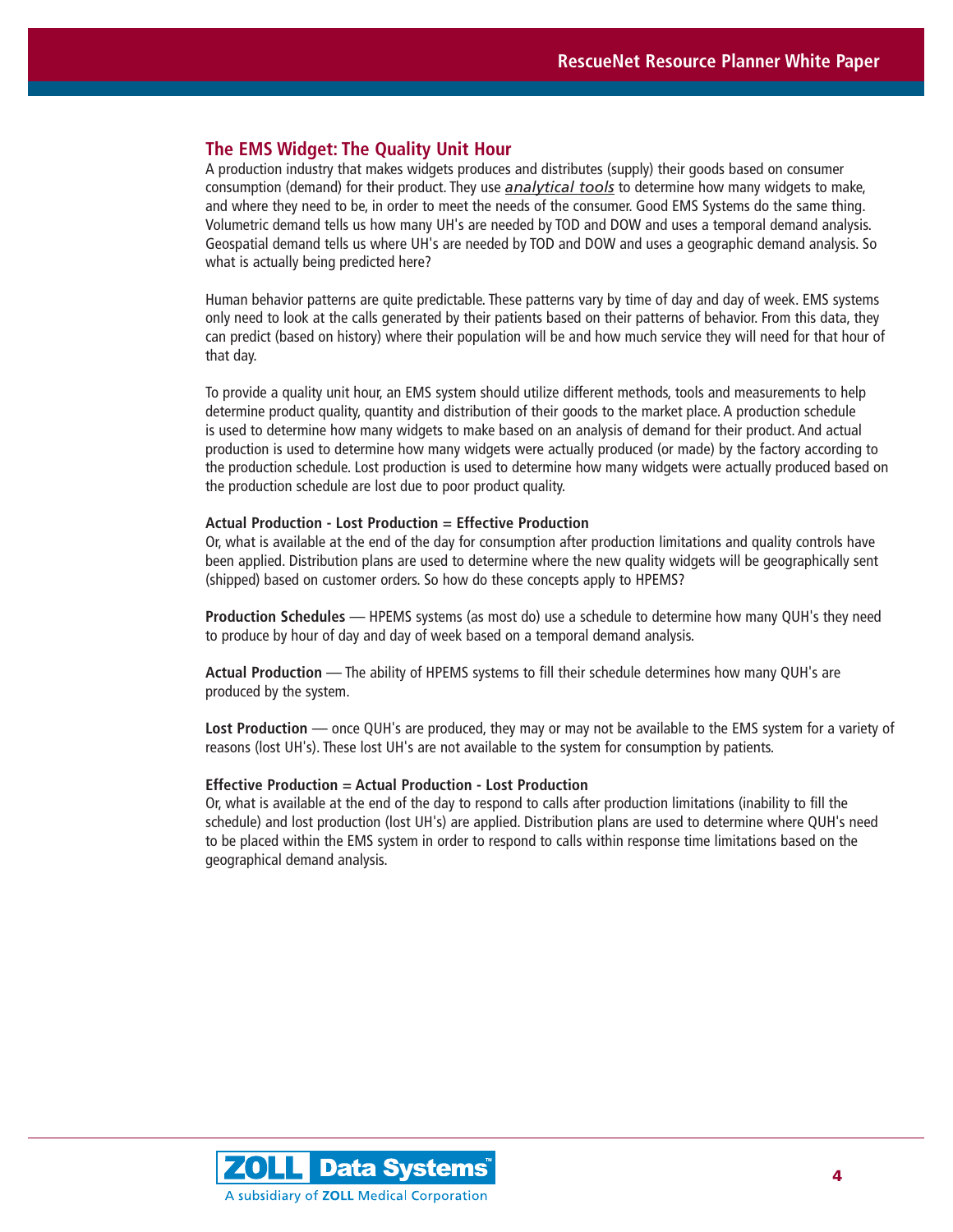## The EMS Widget: The Quality Unit Hour

A production industry that makes widgets produces and distributes (supply) their goods based on consumer consumption (demand) for their product. They use *analytical tools* to determine how many widgets to make, and where they need to be, in order to meet the needs of the consumer. Good EMS Systems do the same thing. Volumetric demand tells us how many UH's are needed by TOD and DOW and uses a temporal demand analysis. Geospatial demand tells us where UH's are needed by TOD and DOW and uses a geographic demand analysis. So what is actually being predicted here?

Human behavior patterns are quite predictable. These patterns vary by time of day and day of week. EMS systems only need to look at the calls generated by their patients based on their patterns of behavior. From this data, they can predict (based on history) where their population will be and how much service they will need for that hour of that day.

To provide a quality unit hour, an EMS system should utilize different methods, tools and measurements to help determine product quality, quantity and distribution of their goods to the market place. A production schedule is used to determine how many widgets to make based on an analysis of demand for their product. And actual production is used to determine how many widgets were actually produced (or made) by the factory according to the production schedule. Lost production is used to determine how many widgets were actually produced based on the production schedule are lost due to poor product quality.

**Actual Production - Lost Production = Effective Production**

Or, what is available at the end of the day for consumption after production limitations and quality controls have been applied. Distribution plans are used to determine where the new quality widgets will be geographically sent (shipped) based on customer orders. So how do these concepts apply to HPEMS?

**Production Schedules** — HPEMS systems (as most do) use a schedule to determine how many QUH's they need to produce by hour of day and day of week based on a temporal demand analysis.

**Actual Production** — The ability of HPEMS systems to fill their schedule determines how many QUH's are produced by the system.

**Lost Production** — once QUH's are produced, they may or may not be available to the EMS system for a variety of reasons (lost UH's). These lost UH's are not available to the system for consumption by patients.

**Effective Production = Actual Production - Lost Production**

Or, what is available at the end of the day to respond to calls after production limitations (inability to fill the schedule) and lost production (lost UH's) are applied. Distribution plans are used to determine where QUH's need to be placed within the EMS system in order to respond to calls within response time limitations based on the geographical demand analysis.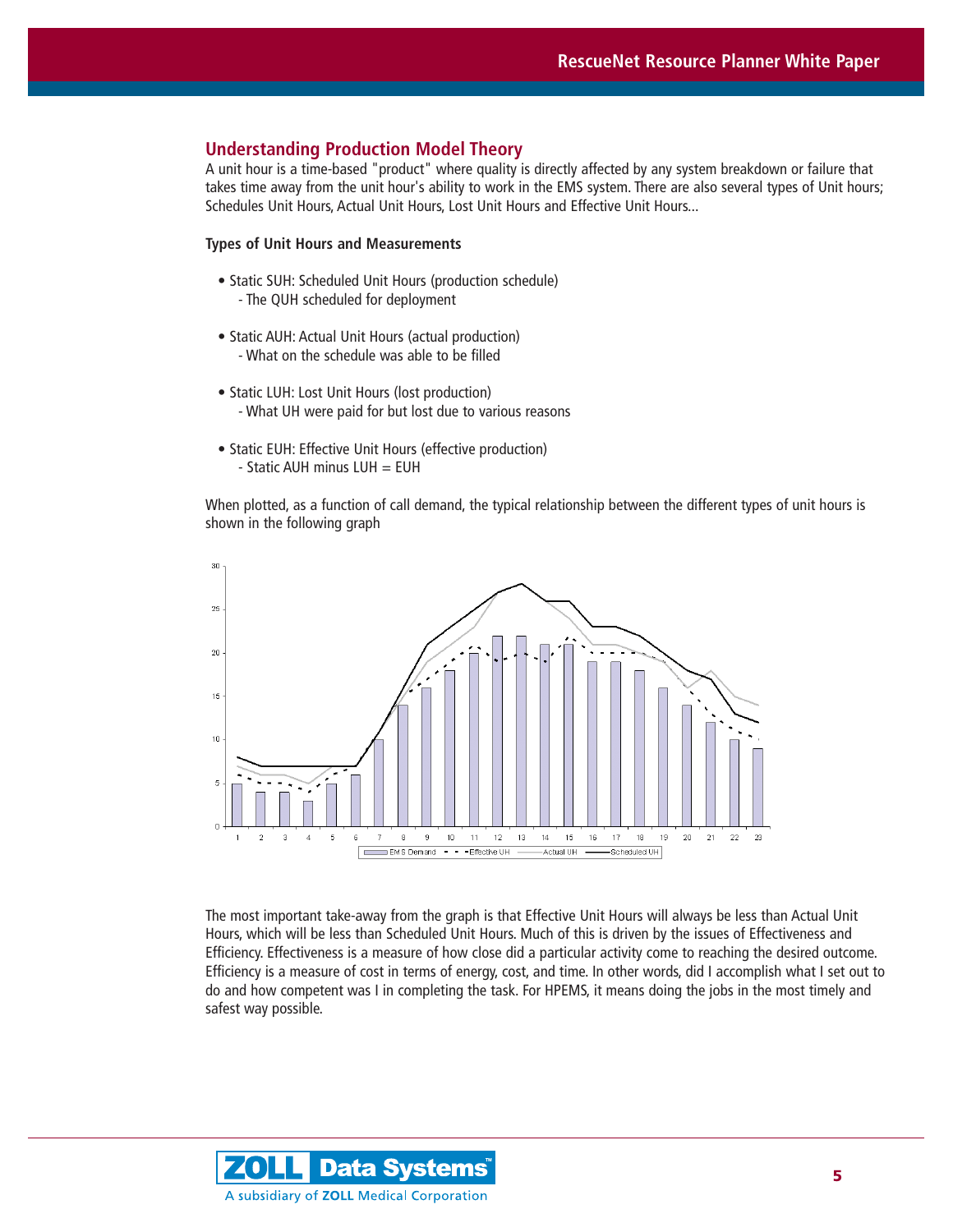## Understanding Production Model Theory

A unit hour is a time-based "product" where quality is directly affected by any system breakdown or failure that takes time away from the unit hour's ability to work in the EMS system. There are also several types of Unit hours; Schedules Unit Hours, Actual Unit Hours, Lost Unit Hours and Effective Unit Hours...

**Types of Unit Hours and Measurements**

- Static SUH: Scheduled Unit Hours (production schedule)
  - The QUH scheduled for deployment
- Static AUH: Actual Unit Hours (actual production)
  - What on the schedule was able to be filled
- Static LUH: Lost Unit Hours (lost production)
  - What UH were paid for but lost due to various reasons
- Static EUH: Effective Unit Hours (effective production)
  - Static AUH minus LUH = EUH

When plotted, as a function of call demand, the typical relationship between the different types of unit hours is shown in the following graph

The most important take-away from the graph is that Effective Unit Hours will always be less than Actual Unit Hours, which will be less than Scheduled Unit Hours. Much of this is driven by the issues of Effectiveness and Efficiency. Effectiveness is a measure of how close did a particular activity come to reaching the desired outcome. Efficiency is a measure of cost in terms of energy, cost, and time. In other words, did I accomplish what I set out to do and how competent was I in completing the task. For HPEMS, it means doing the jobs in the most timely and safest way possible.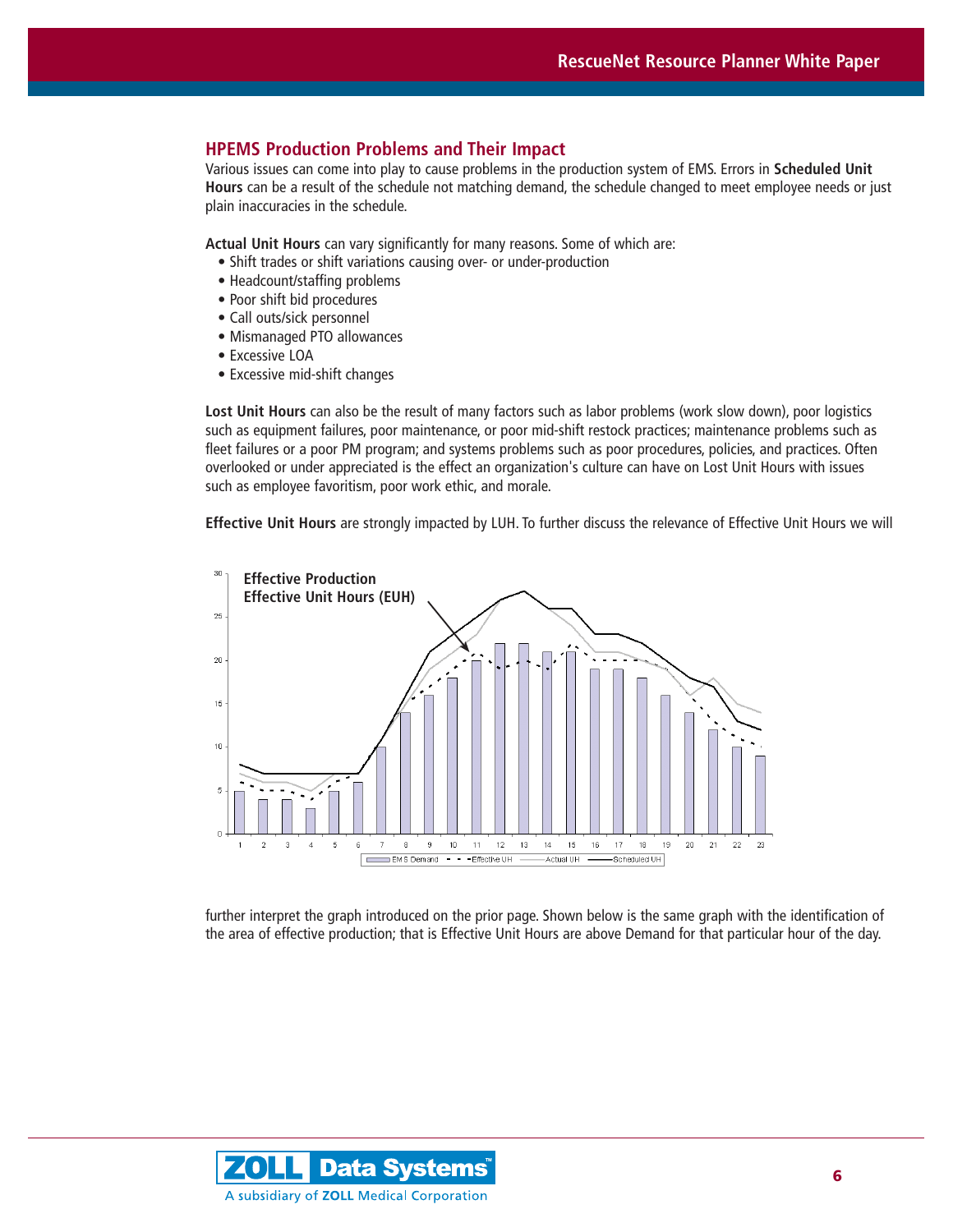## HPEMS Production Problems and Their Impact

Various issues can come into play to cause problems in the production system of EMS. Errors in **Scheduled Unit Hours** can be a result of the schedule not matching demand, the schedule changed to meet employee needs or just plain inaccuracies in the schedule.

**Actual Unit Hours** can vary significantly for many reasons. Some of which are:

- Shift trades or shift variations causing over- or under-production
- Headcount/staffing problems
- Poor shift bid procedures
- Call outs/sick personnel
- Mismanaged PTO allowances
- Excessive LOA
- Excessive mid-shift changes

**Lost Unit Hours** can also be the result of many factors such as labor problems (work slow down), poor logistics such as equipment failures, poor maintenance, or poor mid-shift restock practices; maintenance problems such as fleet failures or a poor PM program; and systems problems such as poor procedures, policies, and practices. Often overlooked or under appreciated is the effect an organization's culture can have on Lost Unit Hours with issues such as employee favoritism, poor work ethic, and morale.

**Effective Unit Hours** are strongly impacted by LUH. To further discuss the relevance of Effective Unit Hours we will further interpret the graph introduced on the prior page. Shown below is the same graph with the identification of the area of effective production; that is Effective Unit Hours are above Demand for that particular hour of the day.

**Effective Production**
**Effective Unit Hours (EUH)**

Legend: EMS Demand, Effective UH, Actual UH, Scheduled UH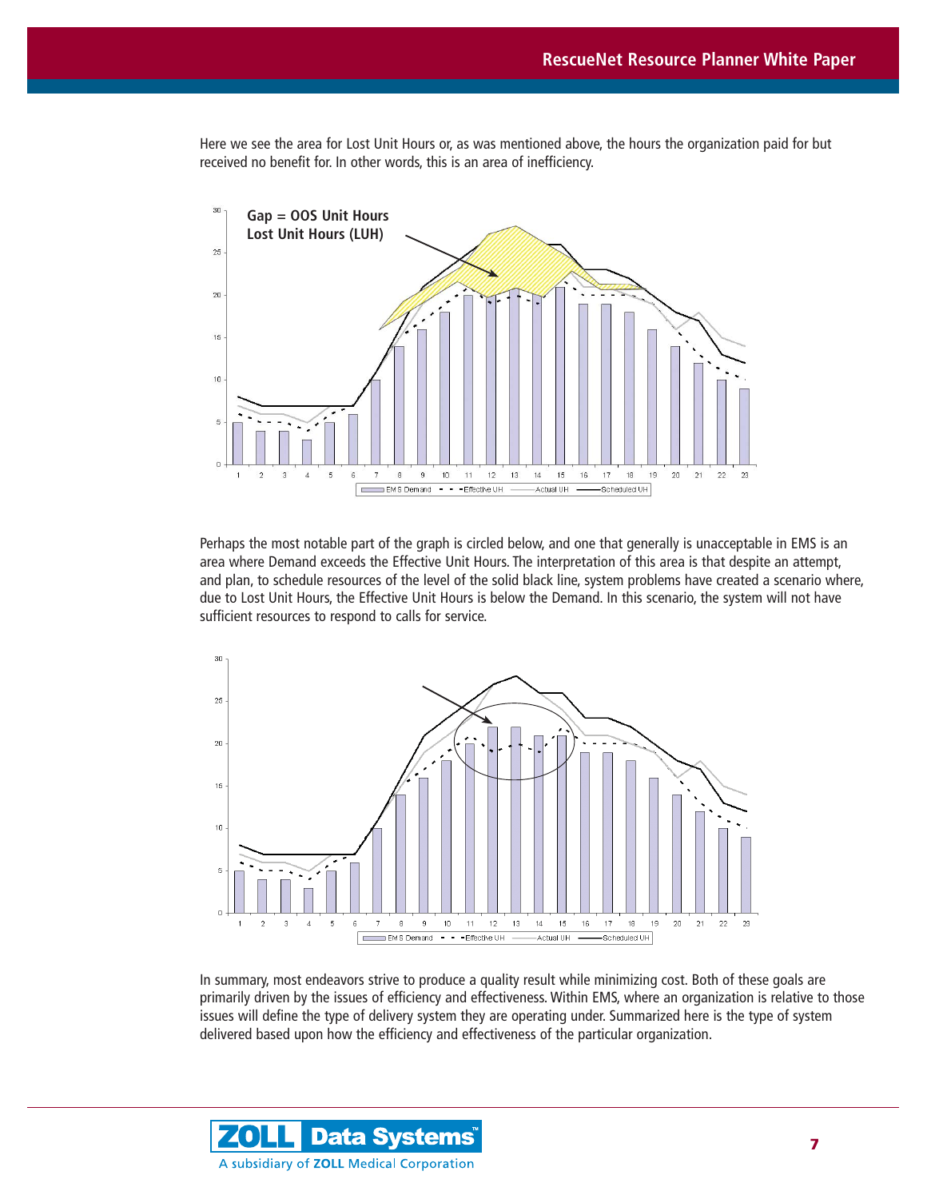Here we see the area for Lost Unit Hours or, as was mentioned above, the hours the organization paid for but received no benefit for. In other words, this is an area of inefficiency.

Perhaps the most notable part of the graph is circled below, and one that generally is unacceptable in EMS is an area where Demand exceeds the Effective Unit Hours. The interpretation of this area is that despite an attempt, and plan, to schedule resources of the level of the solid black line, system problems have created a scenario where, due to Lost Unit Hours, the Effective Unit Hours is below the Demand. In this scenario, the system will not have sufficient resources to respond to calls for service.

In summary, most endeavors strive to produce a quality result while minimizing cost. Both of these goals are primarily driven by the issues of efficiency and effectiveness. Within EMS, where an organization is relative to those issues will define the type of delivery system they are operating under. Summarized here is the type of system delivered based upon how the efficiency and effectiveness of the particular organization.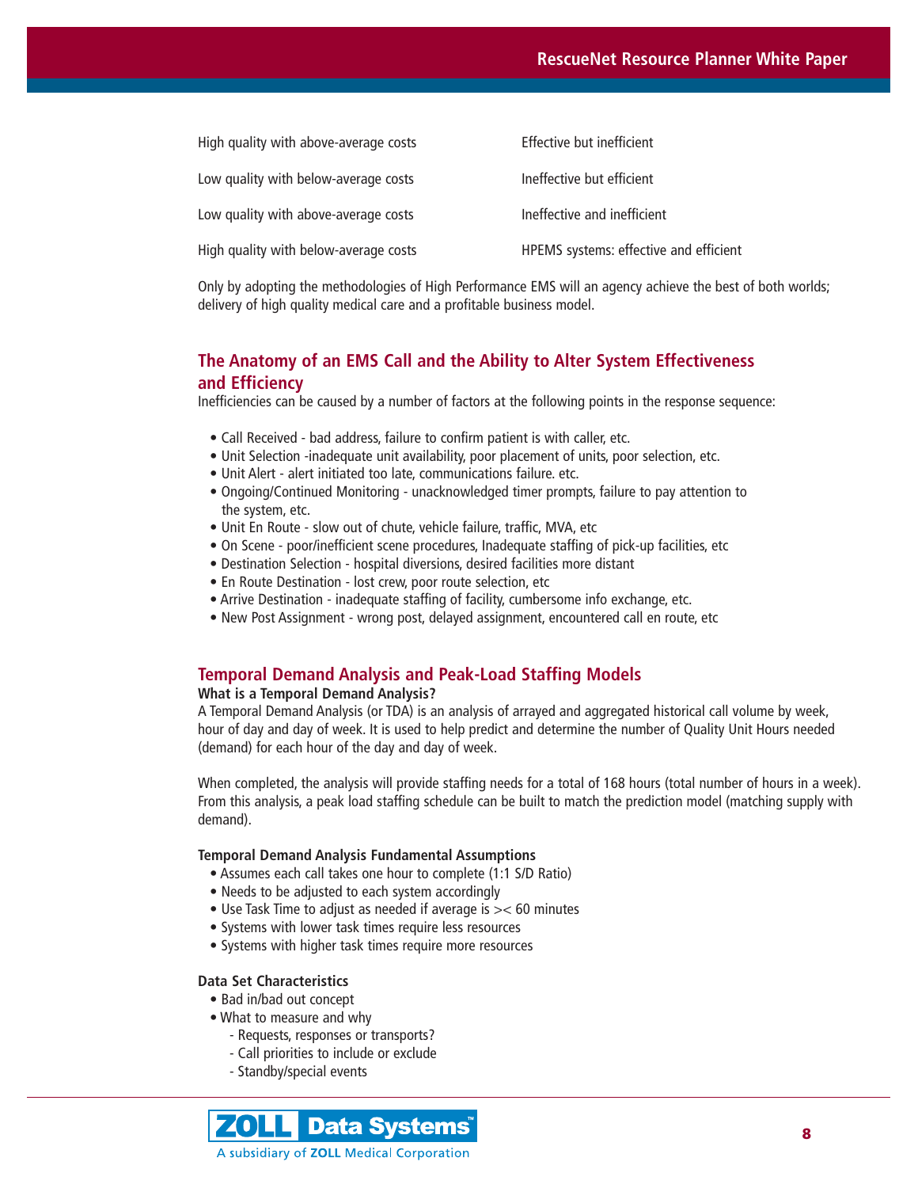| | |
|---|---|
| High quality with above-average costs | Effective but inefficient |
| Low quality with below-average costs | Ineffective but efficient |
| Low quality with above-average costs | Ineffective and inefficient |
| High quality with below-average costs | HPEMS systems: effective and efficient |

Only by adopting the methodologies of High Performance EMS will an agency achieve the best of both worlds; delivery of high quality medical care and a profitable business model.

## The Anatomy of an EMS Call and the Ability to Alter System Effectiveness and Efficiency

Inefficiencies can be caused by a number of factors at the following points in the response sequence:

- Call Received - bad address, failure to confirm patient is with caller, etc.
- Unit Selection -inadequate unit availability, poor placement of units, poor selection, etc.
- Unit Alert - alert initiated too late, communications failure. etc.
- Ongoing/Continued Monitoring - unacknowledged timer prompts, failure to pay attention to the system, etc.
- Unit En Route - slow out of chute, vehicle failure, traffic, MVA, etc
- On Scene - poor/inefficient scene procedures, Inadequate staffing of pick-up facilities, etc
- Destination Selection - hospital diversions, desired facilities more distant
- En Route Destination - lost crew, poor route selection, etc
- Arrive Destination - inadequate staffing of facility, cumbersome info exchange, etc.
- New Post Assignment - wrong post, delayed assignment, encountered call en route, etc

## Temporal Demand Analysis and Peak-Load Staffing Models

**What is a Temporal Demand Analysis?**

A Temporal Demand Analysis (or TDA) is an analysis of arrayed and aggregated historical call volume by week, hour of day and day of week. It is used to help predict and determine the number of Quality Unit Hours needed (demand) for each hour of the day and day of week.

When completed, the analysis will provide staffing needs for a total of 168 hours (total number of hours in a week). From this analysis, a peak load staffing schedule can be built to match the prediction model (matching supply with demand).

**Temporal Demand Analysis Fundamental Assumptions**

- Assumes each call takes one hour to complete (1:1 S/D Ratio)
- Needs to be adjusted to each system accordingly
- Use Task Time to adjust as needed if average is >< 60 minutes
- Systems with lower task times require less resources
- Systems with higher task times require more resources

**Data Set Characteristics**

- Bad in/bad out concept
- What to measure and why
  - Requests, responses or transports?
  - Call priorities to include or exclude
  - Standby/special events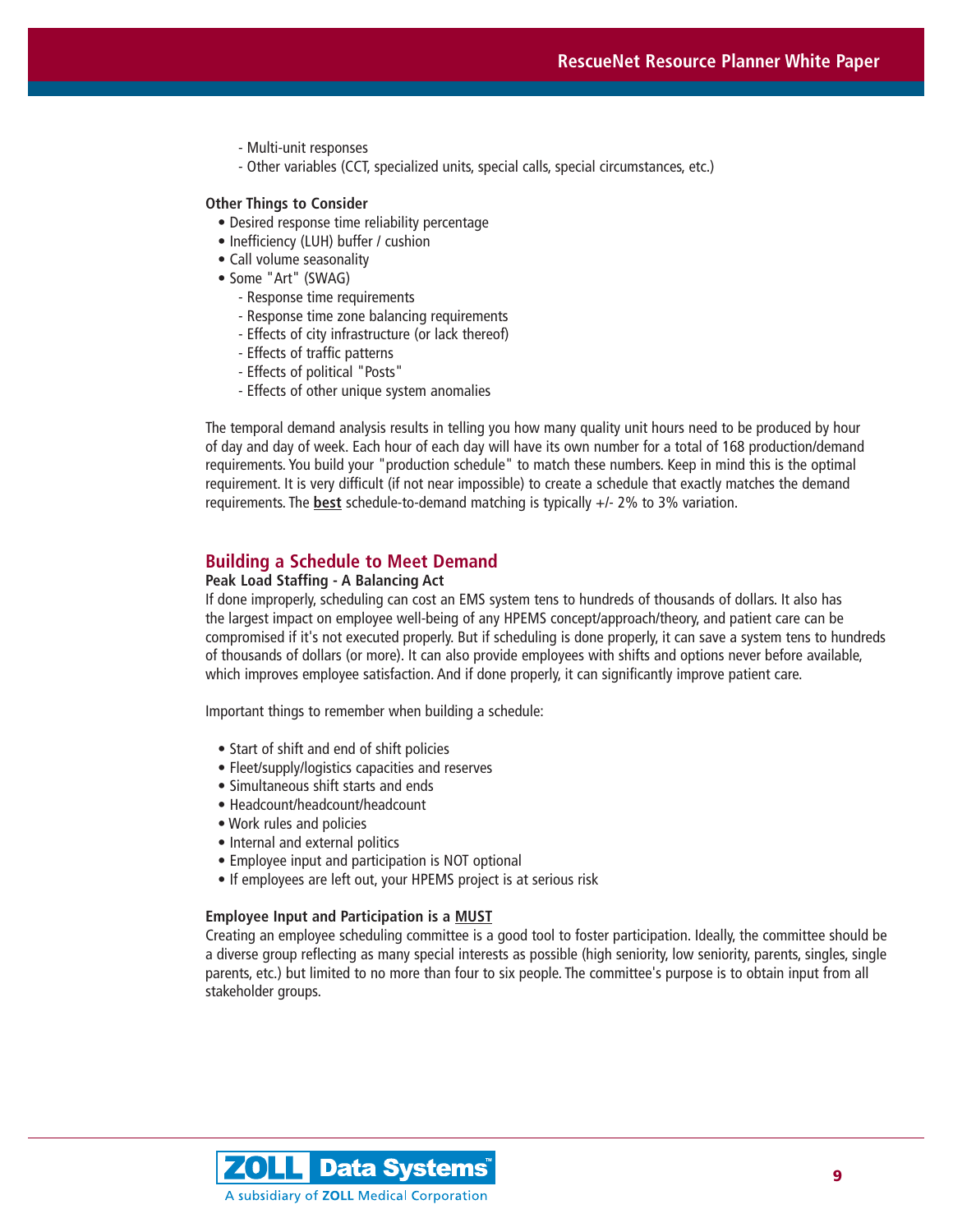- Multi-unit responses
- Other variables (CCT, specialized units, special calls, special circumstances, etc.)

**Other Things to Consider**

- Desired response time reliability percentage
- Inefficiency (LUH) buffer / cushion
- Call volume seasonality
- Some "Art" (SWAG)
  - Response time requirements
  - Response time zone balancing requirements
  - Effects of city infrastructure (or lack thereof)
  - Effects of traffic patterns
  - Effects of political "Posts"
  - Effects of other unique system anomalies

The temporal demand analysis results in telling you how many quality unit hours need to be produced by hour of day and day of week. Each hour of each day will have its own number for a total of 168 production/demand requirements. You build your "production schedule" to match these numbers. Keep in mind this is the optimal requirement. It is very difficult (if not near impossible) to create a schedule that exactly matches the demand requirements. The **best** schedule-to-demand matching is typically +/- 2% to 3% variation.

## Building a Schedule to Meet Demand

**Peak Load Staffing - A Balancing Act**

If done improperly, scheduling can cost an EMS system tens to hundreds of thousands of dollars. It also has the largest impact on employee well-being of any HPEMS concept/approach/theory, and patient care can be compromised if it's not executed properly. But if scheduling is done properly, it can save a system tens to hundreds of thousands of dollars (or more). It can also provide employees with shifts and options never before available, which improves employee satisfaction. And if done properly, it can significantly improve patient care.

Important things to remember when building a schedule:

- Start of shift and end of shift policies
- Fleet/supply/logistics capacities and reserves
- Simultaneous shift starts and ends
- Headcount/headcount/headcount
- Work rules and policies
- Internal and external politics
- Employee input and participation is NOT optional
- If employees are left out, your HPEMS project is at serious risk

**Employee Input and Participation is a MUST**

Creating an employee scheduling committee is a good tool to foster participation. Ideally, the committee should be a diverse group reflecting as many special interests as possible (high seniority, low seniority, parents, singles, single parents, etc.) but limited to no more than four to six people. The committee's purpose is to obtain input from all stakeholder groups.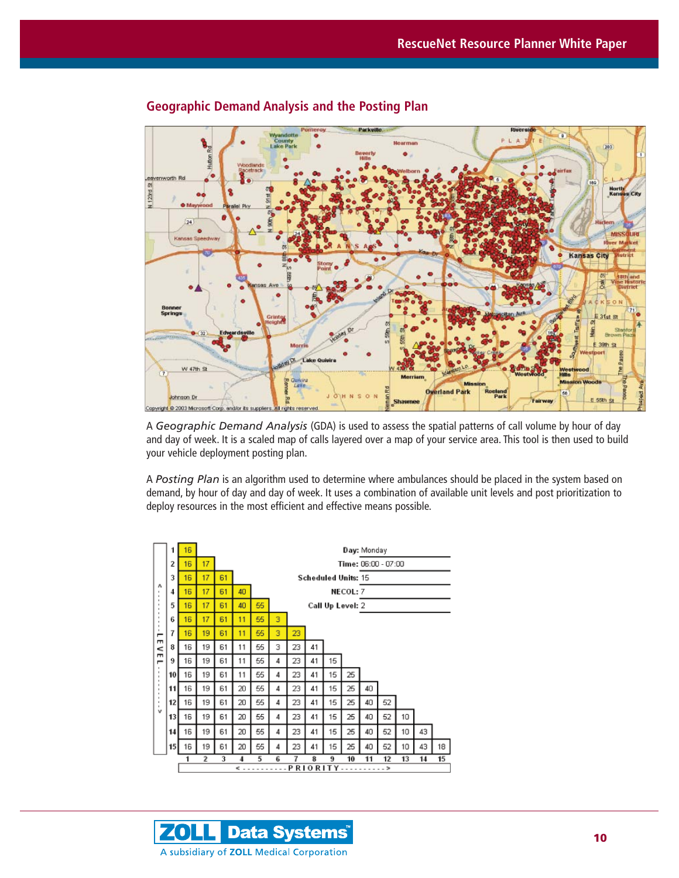## Geographic Demand Analysis and the Posting Plan

A *Geographic Demand Analysis* (GDA) is used to assess the spatial patterns of call volume by hour of day and day of week. It is a scaled map of calls layered over a map of your service area. This tool is then used to build your vehicle deployment posting plan.

A *Posting Plan* is an algorithm used to determine where ambulances should be placed in the system based on demand, by hour of day and day of week. It uses a combination of available unit levels and post prioritization to deploy resources in the most efficient and effective means possible.

**Day:** Monday
**Time:** 06:00 - 07:00
**Scheduled Units:** 15
**NECOL:** 7
**Call Up Level:** 2

| LEVEL \ PRIORITY | 1 | 2 | 3 | 4 | 5 | 6 | 7 | 8 | 9 | 10 | 11 | 12 | 13 | 14 | 15 |
|---|---|---|---|---|---|---|---|---|---|---|---|---|---|---|---|
| 1 | 16 | | | | | | | | | | | | | | |
| 2 | 16 | 17 | | | | | | | | | | | | | |
| 3 | 16 | 17 | 61 | | | | | | | | | | | | |
| 4 | 16 | 17 | 61 | 40 | | | | | | | | | | | |
| 5 | 16 | 17 | 61 | 40 | 55 | | | | | | | | | | |
| 6 | 16 | 17 | 61 | 11 | 55 | 3 | | | | | | | | | |
| 7 | 16 | 19 | 61 | 11 | 55 | 3 | 23 | | | | | | | | |
| 8 | 16 | 19 | 61 | 11 | 55 | 3 | 23 | 41 | | | | | | | |
| 9 | 16 | 19 | 61 | 11 | 55 | 4 | 23 | 41 | 15 | | | | | | |
| 10 | 16 | 19 | 61 | 11 | 55 | 4 | 23 | 41 | 15 | 25 | | | | | |
| 11 | 16 | 19 | 61 | 20 | 55 | 4 | 23 | 41 | 15 | 25 | 40 | | | | |
| 12 | 16 | 19 | 61 | 20 | 55 | 4 | 23 | 41 | 15 | 25 | 40 | 52 | | | |
| 13 | 16 | 19 | 61 | 20 | 55 | 4 | 23 | 41 | 15 | 25 | 40 | 52 | 10 | | |
| 14 | 16 | 19 | 61 | 20 | 55 | 4 | 23 | 41 | 15 | 25 | 40 | 52 | 10 | 43 | |
| 15 | 16 | 19 | 61 | 20 | 55 | 4 | 23 | 41 | 15 | 25 | 40 | 52 | 10 | 43 | 18 |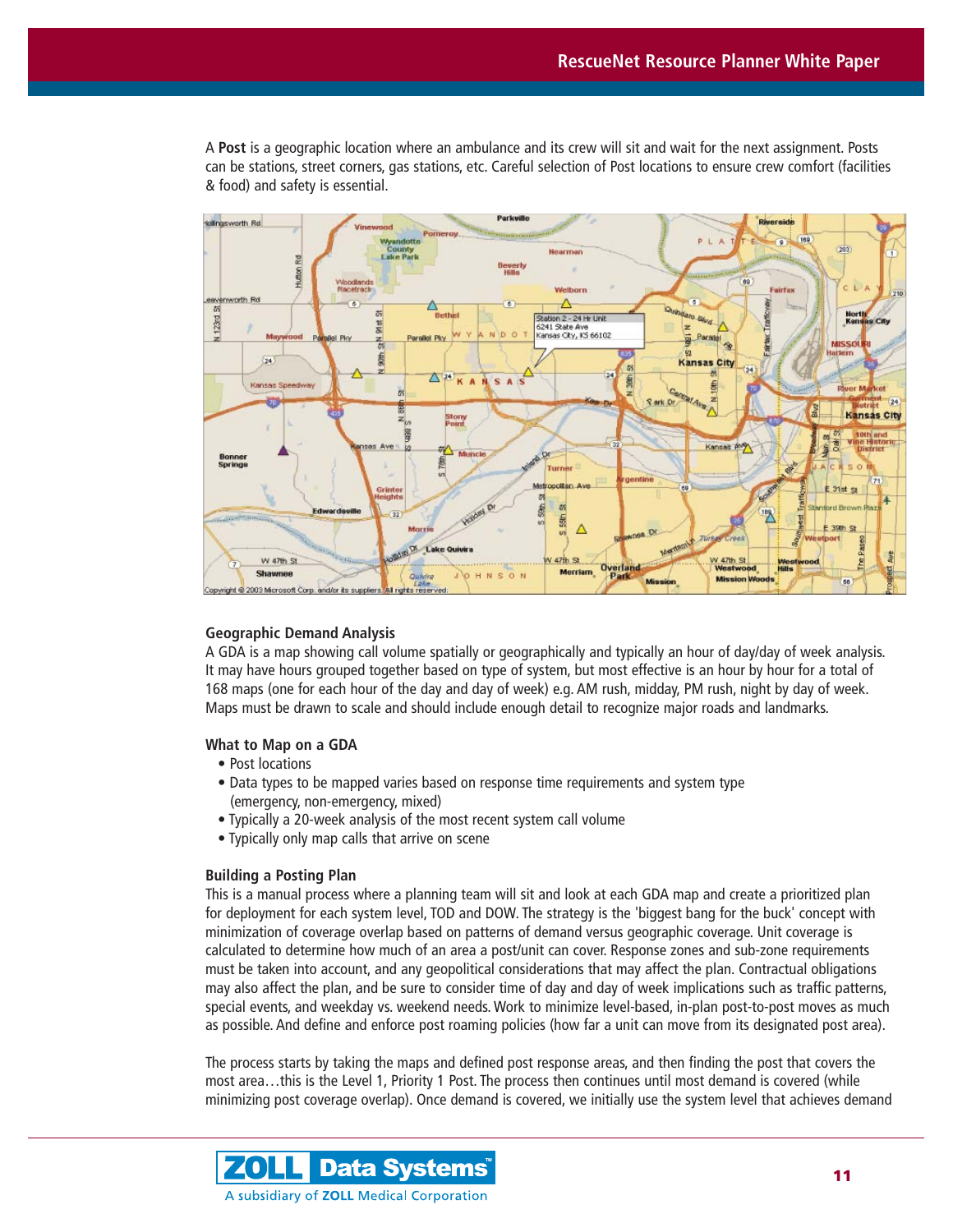A **Post** is a geographic location where an ambulance and its crew will sit and wait for the next assignment. Posts can be stations, street corners, gas stations, etc. Careful selection of Post locations to ensure crew comfort (facilities & food) and safety is essential.

### Geographic Demand Analysis

A GDA is a map showing call volume spatially or geographically and typically an hour of day/day of week analysis. It may have hours grouped together based on type of system, but most effective is an hour by hour for a total of 168 maps (one for each hour of the day and day of week) e.g. AM rush, midday, PM rush, night by day of week. Maps must be drawn to scale and should include enough detail to recognize major roads and landmarks.

### What to Map on a GDA

- Post locations
- Data types to be mapped varies based on response time requirements and system type (emergency, non-emergency, mixed)
- Typically a 20-week analysis of the most recent system call volume
- Typically only map calls that arrive on scene

### Building a Posting Plan

This is a manual process where a planning team will sit and look at each GDA map and create a prioritized plan for deployment for each system level, TOD and DOW. The strategy is the 'biggest bang for the buck' concept with minimization of coverage overlap based on patterns of demand versus geographic coverage. Unit coverage is calculated to determine how much of an area a post/unit can cover. Response zones and sub-zone requirements must be taken into account, and any geopolitical considerations that may affect the plan. Contractual obligations may also affect the plan, and be sure to consider time of day and day of week implications such as traffic patterns, special events, and weekday vs. weekend needs. Work to minimize level-based, in-plan post-to-post moves as much as possible. And define and enforce post roaming policies (how far a unit can move from its designated post area).

The process starts by taking the maps and defined post response areas, and then finding the post that covers the most area…this is the Level 1, Priority 1 Post. The process then continues until most demand is covered (while minimizing post coverage overlap). Once demand is covered, we initially use the system level that achieves demand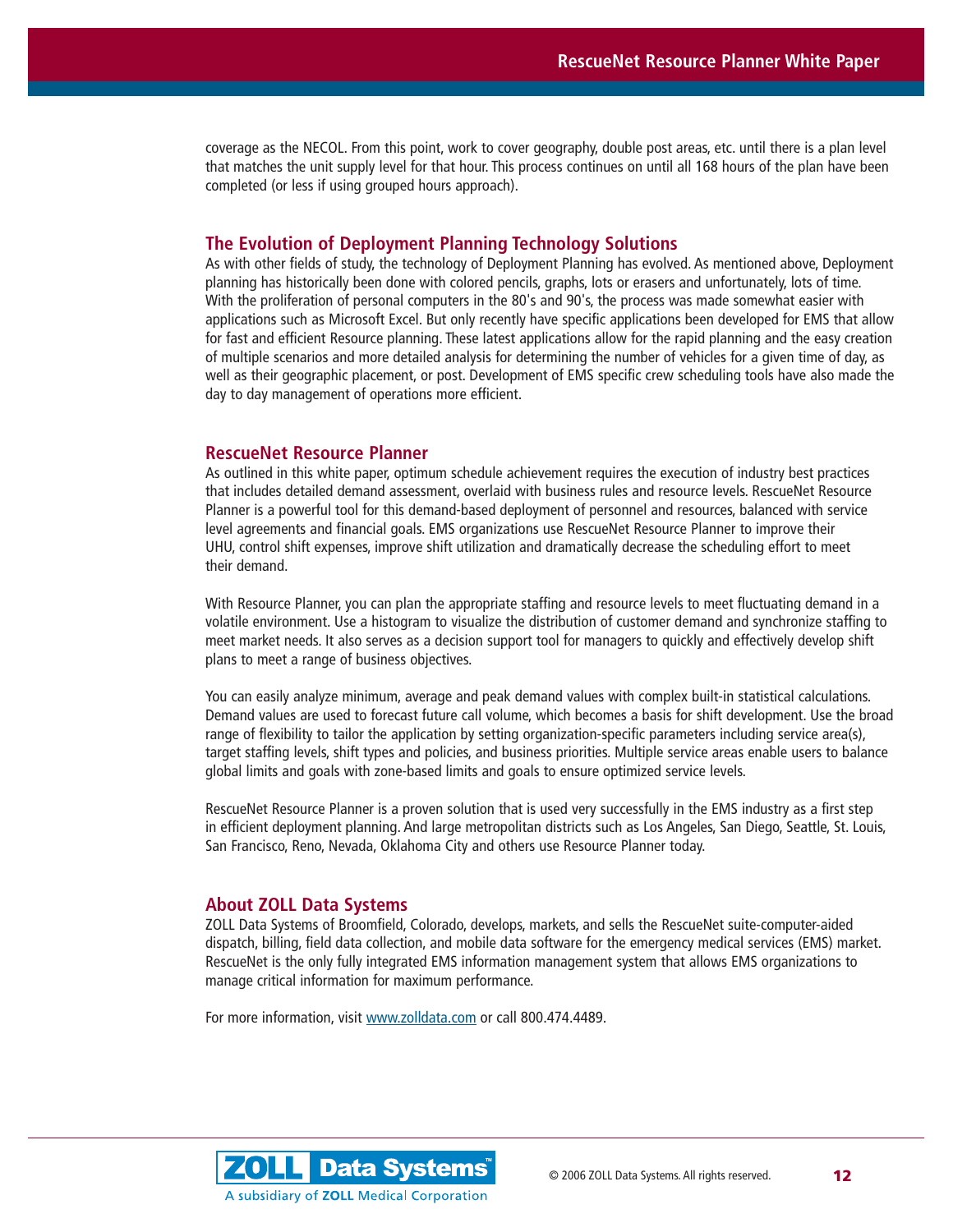coverage as the NECOL. From this point, work to cover geography, double post areas, etc. until there is a plan level that matches the unit supply level for that hour. This process continues on until all 168 hours of the plan have been completed (or less if using grouped hours approach).

## The Evolution of Deployment Planning Technology Solutions

As with other fields of study, the technology of Deployment Planning has evolved. As mentioned above, Deployment planning has historically been done with colored pencils, graphs, lots or erasers and unfortunately, lots of time. With the proliferation of personal computers in the 80's and 90's, the process was made somewhat easier with applications such as Microsoft Excel. But only recently have specific applications been developed for EMS that allow for fast and efficient Resource planning. These latest applications allow for the rapid planning and the easy creation of multiple scenarios and more detailed analysis for determining the number of vehicles for a given time of day, as well as their geographic placement, or post. Development of EMS specific crew scheduling tools have also made the day to day management of operations more efficient.

## RescueNet Resource Planner

As outlined in this white paper, optimum schedule achievement requires the execution of industry best practices that includes detailed demand assessment, overlaid with business rules and resource levels. RescueNet Resource Planner is a powerful tool for this demand-based deployment of personnel and resources, balanced with service level agreements and financial goals. EMS organizations use RescueNet Resource Planner to improve their UHU, control shift expenses, improve shift utilization and dramatically decrease the scheduling effort to meet their demand.

With Resource Planner, you can plan the appropriate staffing and resource levels to meet fluctuating demand in a volatile environment. Use a histogram to visualize the distribution of customer demand and synchronize staffing to meet market needs. It also serves as a decision support tool for managers to quickly and effectively develop shift plans to meet a range of business objectives.

You can easily analyze minimum, average and peak demand values with complex built-in statistical calculations. Demand values are used to forecast future call volume, which becomes a basis for shift development. Use the broad range of flexibility to tailor the application by setting organization-specific parameters including service area(s), target staffing levels, shift types and policies, and business priorities. Multiple service areas enable users to balance global limits and goals with zone-based limits and goals to ensure optimized service levels.

RescueNet Resource Planner is a proven solution that is used very successfully in the EMS industry as a first step in efficient deployment planning. And large metropolitan districts such as Los Angeles, San Diego, Seattle, St. Louis, San Francisco, Reno, Nevada, Oklahoma City and others use Resource Planner today.

## About ZOLL Data Systems

ZOLL Data Systems of Broomfield, Colorado, develops, markets, and sells the RescueNet suite-computer-aided dispatch, billing, field data collection, and mobile data software for the emergency medical services (EMS) market. RescueNet is the only fully integrated EMS information management system that allows EMS organizations to manage critical information for maximum performance.

For more information, visit [www.zolldata.com](http://www.zolldata.com) or call 800.474.4489.

ZOLL Data Systems™
A subsidiary of ZOLL Medical Corporation

© 2006 ZOLL Data Systems. All rights reserved.